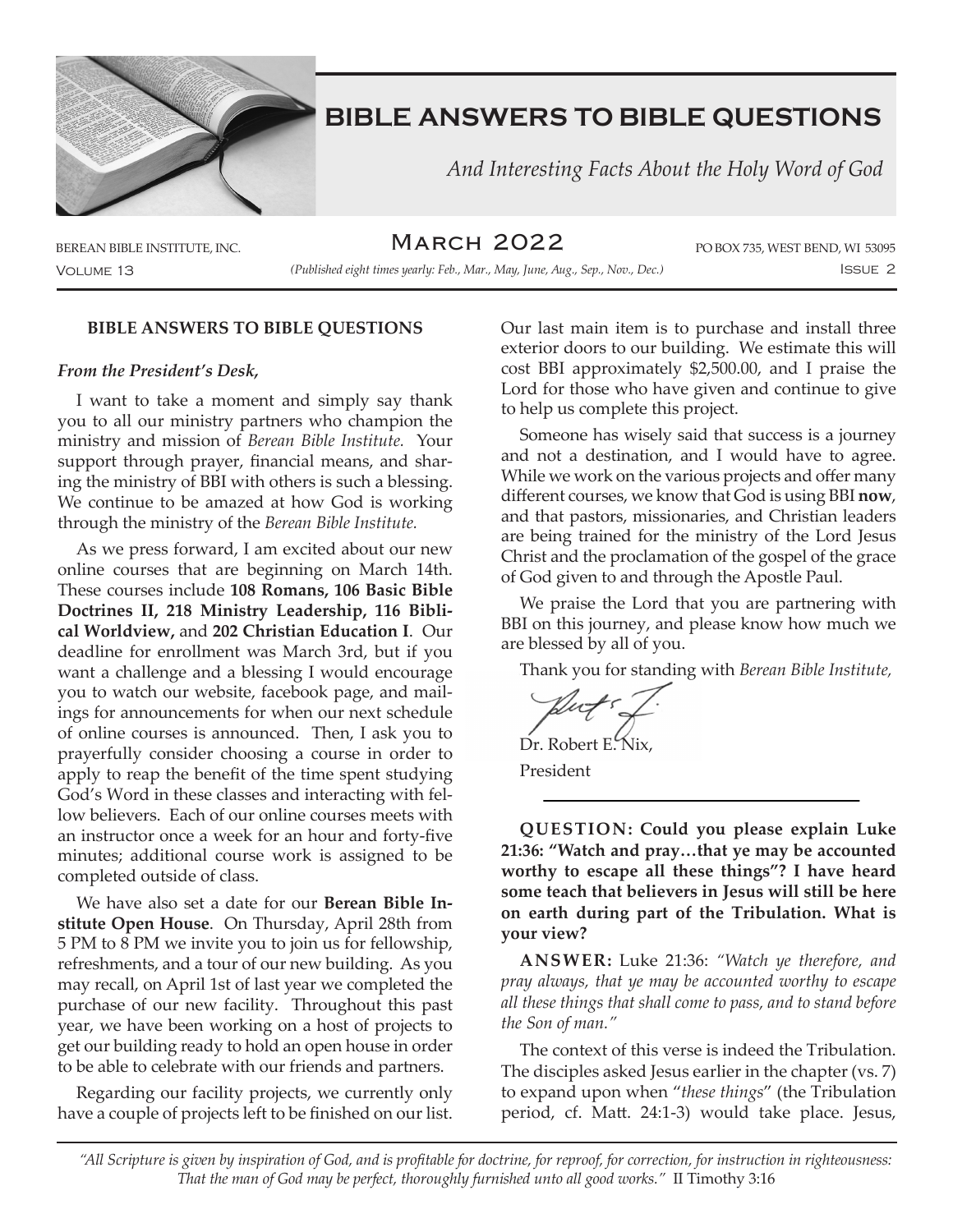# BIBLE ANSWERS TO BIBLE QUESTIONS

*And Interesting Facts About the Holy Word of God*

BEREAN BIBLE INSTITUTE, INC. — March 2022 — PO BOX 735, WEST BEND, WI 53095

Volume 13 — *(Published eight times yearly: Feb., Mar., May, June, Aug., Sep., Nov., Dec.)* — Issue 2

## BIBLE ANSWERS TO BIBLE QUESTIONS

***From the President's Desk,***

I want to take a moment and simply say thank you to all our ministry partners who champion the ministry and mission of *Berean Bible Institute.* Your support through prayer, financial means, and sharing the ministry of BBI with others is such a blessing. We continue to be amazed at how God is working through the ministry of the *Berean Bible Institute.*

As we press forward, I am excited about our new online courses that are beginning on March 14th. These courses include **108 Romans, 106 Basic Bible Doctrines II, 218 Ministry Leadership, 116 Biblical Worldview,** and **202 Christian Education I**. Our deadline for enrollment was March 3rd, but if you want a challenge and a blessing I would encourage you to watch our website, facebook page, and mailings for announcements for when our next schedule of online courses is announced. Then, I ask you to prayerfully consider choosing a course in order to apply to reap the benefit of the time spent studying God's Word in these classes and interacting with fellow believers. Each of our online courses meets with an instructor once a week for an hour and forty-five minutes; additional course work is assigned to be completed outside of class.

We have also set a date for our **Berean Bible Institute Open House**. On Thursday, April 28th from 5 PM to 8 PM we invite you to join us for fellowship, refreshments, and a tour of our new building. As you may recall, on April 1st of last year we completed the purchase of our new facility. Throughout this past year, we have been working on a host of projects to get our building ready to hold an open house in order to be able to celebrate with our friends and partners.

Regarding our facility projects, we currently only have a couple of projects left to be finished on our list. Our last main item is to purchase and install three exterior doors to our building. We estimate this will cost BBI approximately $2,500.00, and I praise the Lord for those who have given and continue to give to help us complete this project.

Someone has wisely said that success is a journey and not a destination, and I would have to agree. While we work on the various projects and offer many different courses, we know that God is using BBI **now**, and that pastors, missionaries, and Christian leaders are being trained for the ministry of the Lord Jesus Christ and the proclamation of the gospel of the grace of God given to and through the Apostle Paul.

We praise the Lord that you are partnering with BBI on this journey, and please know how much we are blessed by all of you.

Thank you for standing with *Berean Bible Institute,*

Dr. Robert E. Nix,
President

---

**QUESTION: Could you please explain Luke 21:36: "Watch and pray…that ye may be accounted worthy to escape all these things"? I have heard some teach that believers in Jesus will still be here on earth during part of the Tribulation. What is your view?**

**ANSWER:** Luke 21:36: *"Watch ye therefore, and pray always, that ye may be accounted worthy to escape all these things that shall come to pass, and to stand before the Son of man."*

The context of this verse is indeed the Tribulation. The disciples asked Jesus earlier in the chapter (vs. 7) to expand upon when "*these things*" (the Tribulation period, cf. Matt. 24:1-3) would take place. Jesus,

*"All Scripture is given by inspiration of God, and is profitable for doctrine, for reproof, for correction, for instruction in righteousness: That the man of God may be perfect, thoroughly furnished unto all good works."* II Timothy 3:16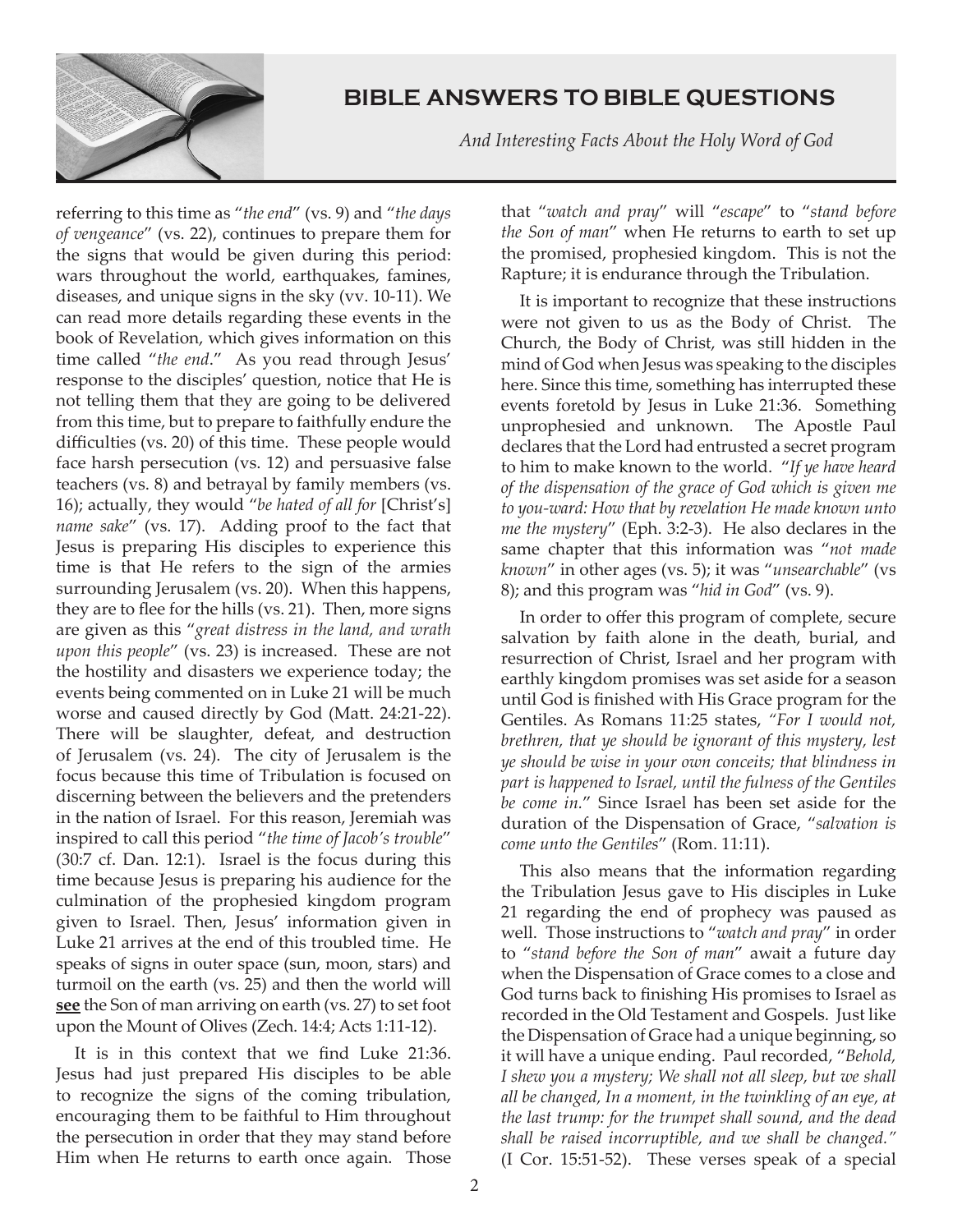referring to this time as "*the end*" (vs. 9) and "*the days of vengeance*" (vs. 22), continues to prepare them for the signs that would be given during this period: wars throughout the world, earthquakes, famines, diseases, and unique signs in the sky (vv. 10-11). We can read more details regarding these events in the book of Revelation, which gives information on this time called "*the end*." As you read through Jesus' response to the disciples' question, notice that He is not telling them that they are going to be delivered from this time, but to prepare to faithfully endure the difficulties (vs. 20) of this time. These people would face harsh persecution (vs. 12) and persuasive false teachers (vs. 8) and betrayal by family members (vs. 16); actually, they would "*be hated of all for* [Christ's] *name sake*" (vs. 17). Adding proof to the fact that Jesus is preparing His disciples to experience this time is that He refers to the sign of the armies surrounding Jerusalem (vs. 20). When this happens, they are to flee for the hills (vs. 21). Then, more signs are given as this "*great distress in the land, and wrath upon this people*" (vs. 23) is increased. These are not the hostility and disasters we experience today; the events being commented on in Luke 21 will be much worse and caused directly by God (Matt. 24:21-22). There will be slaughter, defeat, and destruction of Jerusalem (vs. 24). The city of Jerusalem is the focus because this time of Tribulation is focused on discerning between the believers and the pretenders in the nation of Israel. For this reason, Jeremiah was inspired to call this period "*the time of Jacob's trouble*" (30:7 cf. Dan. 12:1). Israel is the focus during this time because Jesus is preparing his audience for the culmination of the prophesied kingdom program given to Israel. Then, Jesus' information given in Luke 21 arrives at the end of this troubled time. He speaks of signs in outer space (sun, moon, stars) and turmoil on the earth (vs. 25) and then the world will **see** the Son of man arriving on earth (vs. 27) to set foot upon the Mount of Olives (Zech. 14:4; Acts 1:11-12).

It is in this context that we find Luke 21:36. Jesus had just prepared His disciples to be able to recognize the signs of the coming tribulation, encouraging them to be faithful to Him throughout the persecution in order that they may stand before Him when He returns to earth once again. Those that "*watch and pray*" will "*escape*" to "*stand before the Son of man*" when He returns to earth to set up the promised, prophesied kingdom. This is not the Rapture; it is endurance through the Tribulation.

It is important to recognize that these instructions were not given to us as the Body of Christ. The Church, the Body of Christ, was still hidden in the mind of God when Jesus was speaking to the disciples here. Since this time, something has interrupted these events foretold by Jesus in Luke 21:36. Something unprophesied and unknown. The Apostle Paul declares that the Lord had entrusted a secret program to him to make known to the world. "*If ye have heard of the dispensation of the grace of God which is given me to you-ward: How that by revelation He made known unto me the mystery*" (Eph. 3:2-3). He also declares in the same chapter that this information was "*not made known*" in other ages (vs. 5); it was "*unsearchable*" (vs 8); and this program was "*hid in God*" (vs. 9).

In order to offer this program of complete, secure salvation by faith alone in the death, burial, and resurrection of Christ, Israel and her program with earthly kingdom promises was set aside for a season until God is finished with His Grace program for the Gentiles. As Romans 11:25 states, *"For I would not, brethren, that ye should be ignorant of this mystery, lest ye should be wise in your own conceits; that blindness in part is happened to Israel, until the fulness of the Gentiles be come in.*" Since Israel has been set aside for the duration of the Dispensation of Grace, "*salvation is come unto the Gentiles*" (Rom. 11:11).

This also means that the information regarding the Tribulation Jesus gave to His disciples in Luke 21 regarding the end of prophecy was paused as well. Those instructions to "*watch and pray*" in order to "*stand before the Son of man*" await a future day when the Dispensation of Grace comes to a close and God turns back to finishing His promises to Israel as recorded in the Old Testament and Gospels. Just like the Dispensation of Grace had a unique beginning, so it will have a unique ending. Paul recorded, "*Behold, I shew you a mystery; We shall not all sleep, but we shall all be changed, In a moment, in the twinkling of an eye, at the last trump: for the trumpet shall sound, and the dead shall be raised incorruptible, and we shall be changed."* (I Cor. 15:51-52). These verses speak of a special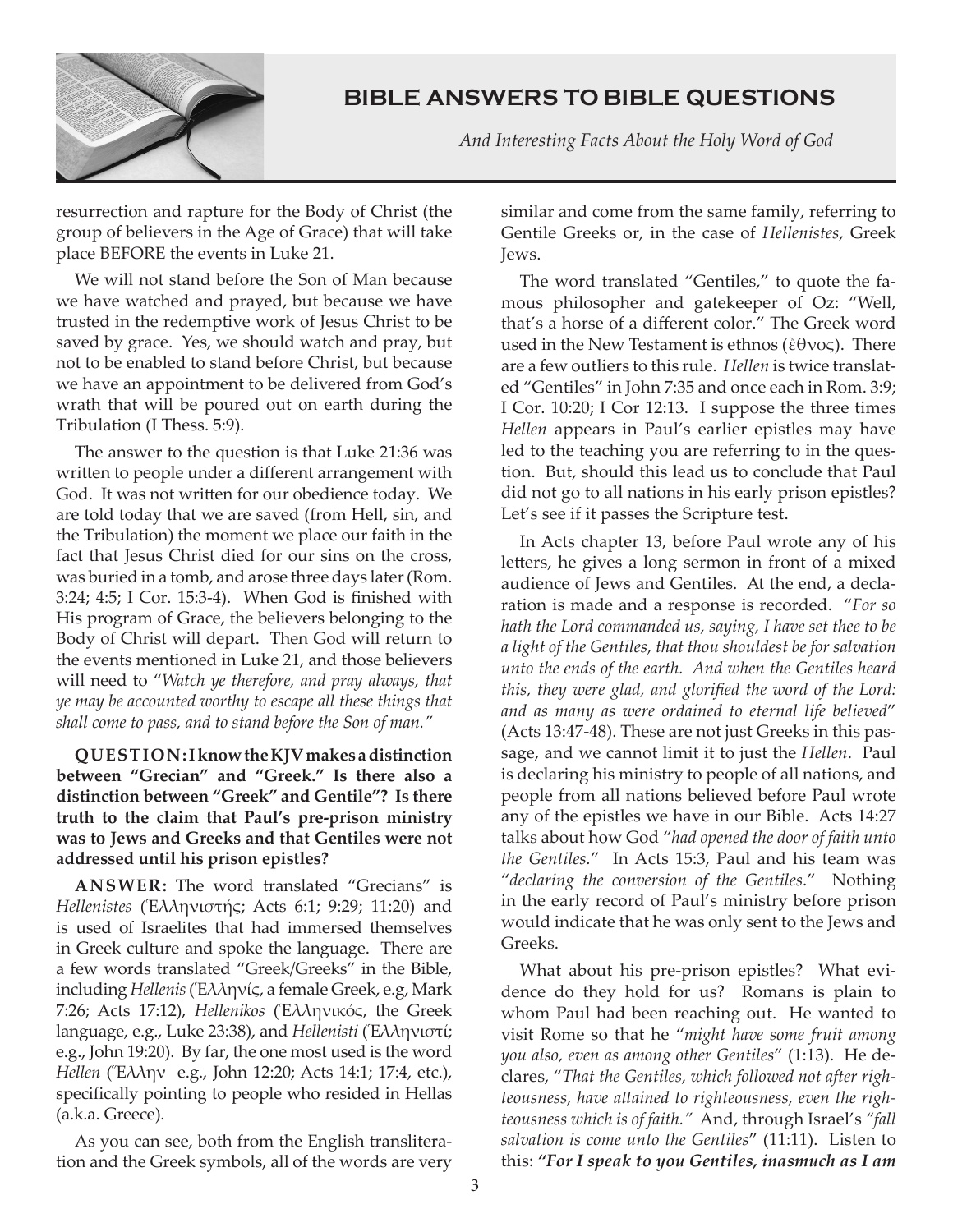resurrection and rapture for the Body of Christ (the group of believers in the Age of Grace) that will take place BEFORE the events in Luke 21.

We will not stand before the Son of Man because we have watched and prayed, but because we have trusted in the redemptive work of Jesus Christ to be saved by grace. Yes, we should watch and pray, but not to be enabled to stand before Christ, but because we have an appointment to be delivered from God's wrath that will be poured out on earth during the Tribulation (I Thess. 5:9).

The answer to the question is that Luke 21:36 was written to people under a different arrangement with God. It was not written for our obedience today. We are told today that we are saved (from Hell, sin, and the Tribulation) the moment we place our faith in the fact that Jesus Christ died for our sins on the cross, was buried in a tomb, and arose three days later (Rom. 3:24; 4:5; I Cor. 15:3-4). When God is finished with His program of Grace, the believers belonging to the Body of Christ will depart. Then God will return to the events mentioned in Luke 21, and those believers will need to "*Watch ye therefore, and pray always, that ye may be accounted worthy to escape all these things that shall come to pass, and to stand before the Son of man.*"

**QUESTION: I know the KJV makes a distinction between "Grecian" and "Greek." Is there also a distinction between "Greek" and Gentile"? Is there truth to the claim that Paul's pre-prison ministry was to Jews and Greeks and that Gentiles were not addressed until his prison epistles?**

**ANSWER:** The word translated "Grecians" is *Hellenistes* (Ἑλληνιστής; Acts 6:1; 9:29; 11:20) and is used of Israelites that had immersed themselves in Greek culture and spoke the language. There are a few words translated "Greek/Greeks" in the Bible, including *Hellenis* (Ἑλληνίς, a female Greek, e.g, Mark 7:26; Acts 17:12), *Hellenikos* (Ἑλληνικός, the Greek language, e.g., Luke 23:38), and *Hellenisti* (Ἑλληνιστί; e.g., John 19:20). By far, the one most used is the word *Hellen* (Ἕλλην e.g., John 12:20; Acts 14:1; 17:4, etc.), specifically pointing to people who resided in Hellas (a.k.a. Greece).

As you can see, both from the English transliteration and the Greek symbols, all of the words are very similar and come from the same family, referring to Gentile Greeks or, in the case of *Hellenistes*, Greek Jews.

The word translated "Gentiles," to quote the famous philosopher and gatekeeper of Oz: "Well, that's a horse of a different color." The Greek word used in the New Testament is ethnos (ἔθνος). There are a few outliers to this rule. *Hellen* is twice translated "Gentiles" in John 7:35 and once each in Rom. 3:9; I Cor. 10:20; I Cor 12:13. I suppose the three times *Hellen* appears in Paul's earlier epistles may have led to the teaching you are referring to in the question. But, should this lead us to conclude that Paul did not go to all nations in his early prison epistles? Let's see if it passes the Scripture test.

In Acts chapter 13, before Paul wrote any of his letters, he gives a long sermon in front of a mixed audience of Jews and Gentiles. At the end, a declaration is made and a response is recorded. "*For so hath the Lord commanded us, saying, I have set thee to be a light of the Gentiles, that thou shouldest be for salvation unto the ends of the earth. And when the Gentiles heard this, they were glad, and glorified the word of the Lord: and as many as were ordained to eternal life believed*" (Acts 13:47-48). These are not just Greeks in this passage, and we cannot limit it to just the *Hellen*. Paul is declaring his ministry to people of all nations, and people from all nations believed before Paul wrote any of the epistles we have in our Bible. Acts 14:27 talks about how God "*had opened the door of faith unto the Gentiles.*" In Acts 15:3, Paul and his team was "*declaring the conversion of the Gentiles.*" Nothing in the early record of Paul's ministry before prison would indicate that he was only sent to the Jews and Greeks.

What about his pre-prison epistles? What evidence do they hold for us? Romans is plain to whom Paul had been reaching out. He wanted to visit Rome so that he "*might have some fruit among you also, even as among other Gentiles*" (1:13). He declares, "*That the Gentiles, which followed not after righteousness, have attained to righteousness, even the righteousness which is of faith.*" And, through Israel's "*fall salvation is come unto the Gentiles*" (11:11). Listen to this: ***"For I speak to you Gentiles, inasmuch as I am***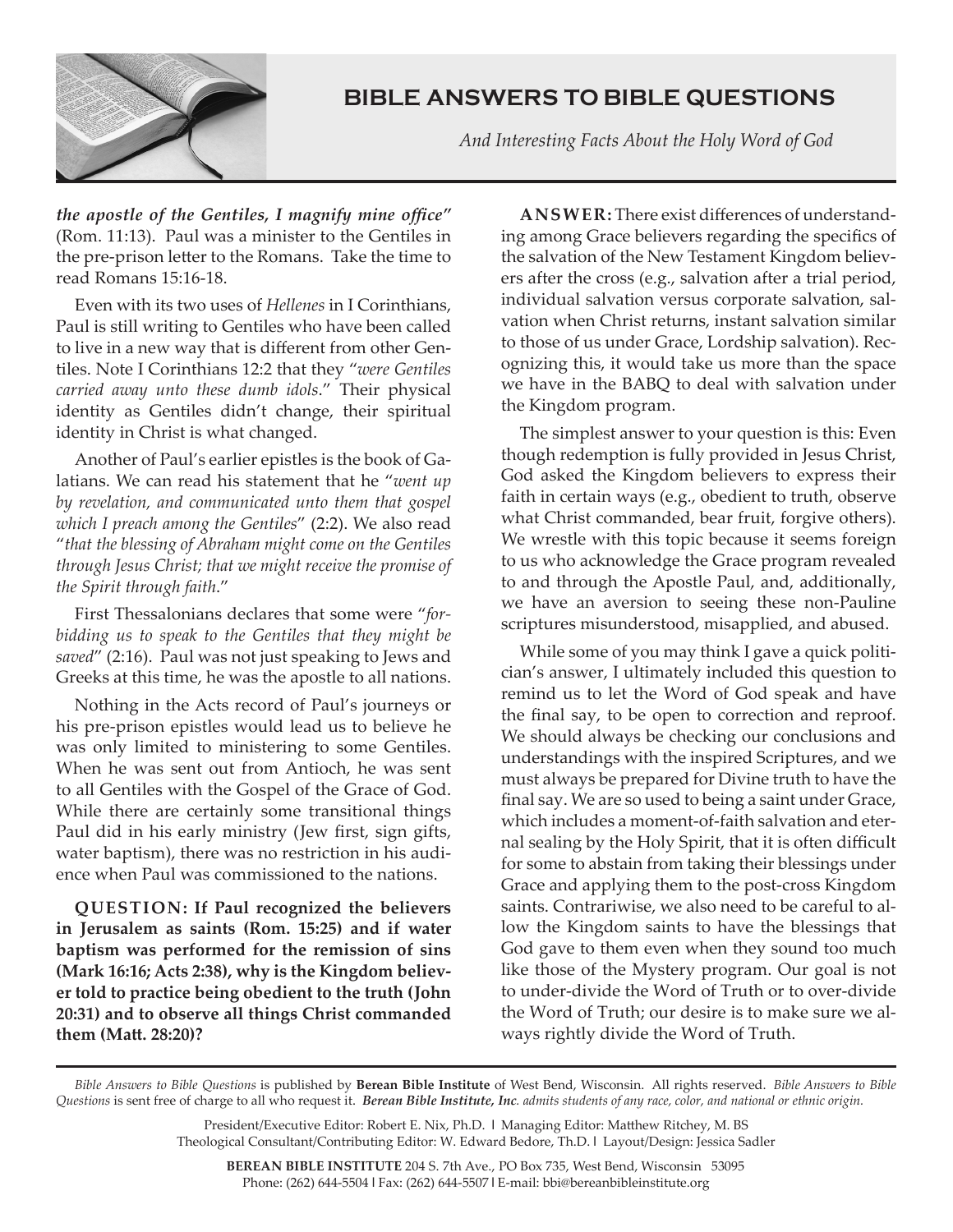# BIBLE ANSWERS TO BIBLE QUESTIONS

*And Interesting Facts About the Holy Word of God*

***the apostle of the Gentiles, I magnify mine office"*** (Rom. 11:13). Paul was a minister to the Gentiles in the pre-prison letter to the Romans. Take the time to read Romans 15:16-18.

Even with its two uses of *Hellenes* in I Corinthians, Paul is still writing to Gentiles who have been called to live in a new way that is different from other Gentiles. Note I Corinthians 12:2 that they "*were Gentiles carried away unto these dumb idols*." Their physical identity as Gentiles didn't change, their spiritual identity in Christ is what changed.

Another of Paul's earlier epistles is the book of Galatians. We can read his statement that he "*went up by revelation, and communicated unto them that gospel which I preach among the Gentiles*" (2:2). We also read "*that the blessing of Abraham might come on the Gentiles through Jesus Christ; that we might receive the promise of the Spirit through faith*."

First Thessalonians declares that some were "*forbidding us to speak to the Gentiles that they might be saved*" (2:16). Paul was not just speaking to Jews and Greeks at this time, he was the apostle to all nations.

Nothing in the Acts record of Paul's journeys or his pre-prison epistles would lead us to believe he was only limited to ministering to some Gentiles. When he was sent out from Antioch, he was sent to all Gentiles with the Gospel of the Grace of God. While there are certainly some transitional things Paul did in his early ministry (Jew first, sign gifts, water baptism), there was no restriction in his audience when Paul was commissioned to the nations.

**QUESTION: If Paul recognized the believers in Jerusalem as saints (Rom. 15:25) and if water baptism was performed for the remission of sins (Mark 16:16; Acts 2:38), why is the Kingdom believer told to practice being obedient to the truth (John 20:31) and to observe all things Christ commanded them (Matt. 28:20)?**

**ANSWER:** There exist differences of understanding among Grace believers regarding the specifics of the salvation of the New Testament Kingdom believers after the cross (e.g., salvation after a trial period, individual salvation versus corporate salvation, salvation when Christ returns, instant salvation similar to those of us under Grace, Lordship salvation). Recognizing this, it would take us more than the space we have in the BABQ to deal with salvation under the Kingdom program.

The simplest answer to your question is this: Even though redemption is fully provided in Jesus Christ, God asked the Kingdom believers to express their faith in certain ways (e.g., obedient to truth, observe what Christ commanded, bear fruit, forgive others). We wrestle with this topic because it seems foreign to us who acknowledge the Grace program revealed to and through the Apostle Paul, and, additionally, we have an aversion to seeing these non-Pauline scriptures misunderstood, misapplied, and abused.

While some of you may think I gave a quick politician's answer, I ultimately included this question to remind us to let the Word of God speak and have the final say, to be open to correction and reproof. We should always be checking our conclusions and understandings with the inspired Scriptures, and we must always be prepared for Divine truth to have the final say. We are so used to being a saint under Grace, which includes a moment-of-faith salvation and eternal sealing by the Holy Spirit, that it is often difficult for some to abstain from taking their blessings under Grace and applying them to the post-cross Kingdom saints. Contrariwise, we also need to be careful to allow the Kingdom saints to have the blessings that God gave to them even when they sound too much like those of the Mystery program. Our goal is not to under-divide the Word of Truth or to over-divide the Word of Truth; our desire is to make sure we always rightly divide the Word of Truth.

---

*Bible Answers to Bible Questions* is published by **Berean Bible Institute** of West Bend, Wisconsin. All rights reserved. *Bible Answers to Bible Questions* is sent free of charge to all who request it. ***Berean Bible Institute, Inc****. admits students of any race, color, and national or ethnic origin.*

President/Executive Editor: Robert E. Nix, Ph.D. | Managing Editor: Matthew Ritchey, M. BS
Theological Consultant/Contributing Editor: W. Edward Bedore, Th.D. | Layout/Design: Jessica Sadler

**BEREAN BIBLE INSTITUTE** 204 S. 7th Ave., PO Box 735, West Bend, Wisconsin 53095
Phone: (262) 644-5504 | Fax: (262) 644-5507 | E-mail: bbi@bereanbibleinstitute.org